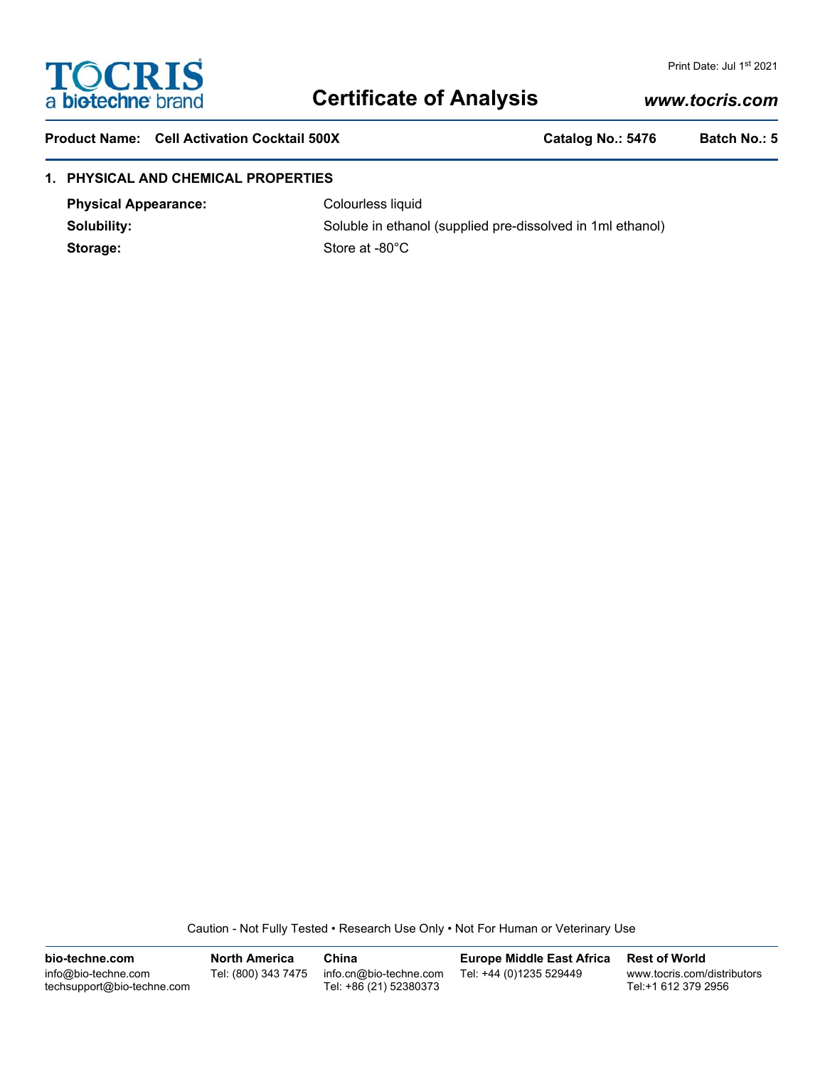# Certificate of Analysis

www.tocris.com

**Product Name:** Cell Activation Cocktail 500X **Catalog No.:** 5476 **Batch No.:** 5

## 1. PHYSICAL AND CHEMICAL PROPERTIES

**Physical Appearance:** Colourless liquid

**Solubility:** Soluble in ethanol (supplied pre-dissolved in 1ml ethanol)

**Storage:** Store at -80°C

Caution - Not Fully Tested • Research Use Only • Not For Human or Veterinary Use

**bio-techne.com**
info@bio-techne.com
techsupport@bio-techne.com

**North America**
Tel: (800) 343 7475

**China**
info.cn@bio-techne.com
Tel: +86 (21) 52380373

**Europe Middle East Africa**
Tel: +44 (0)1235 529449

**Rest of World**
www.tocris.com/distributors
Tel:+1 612 379 2956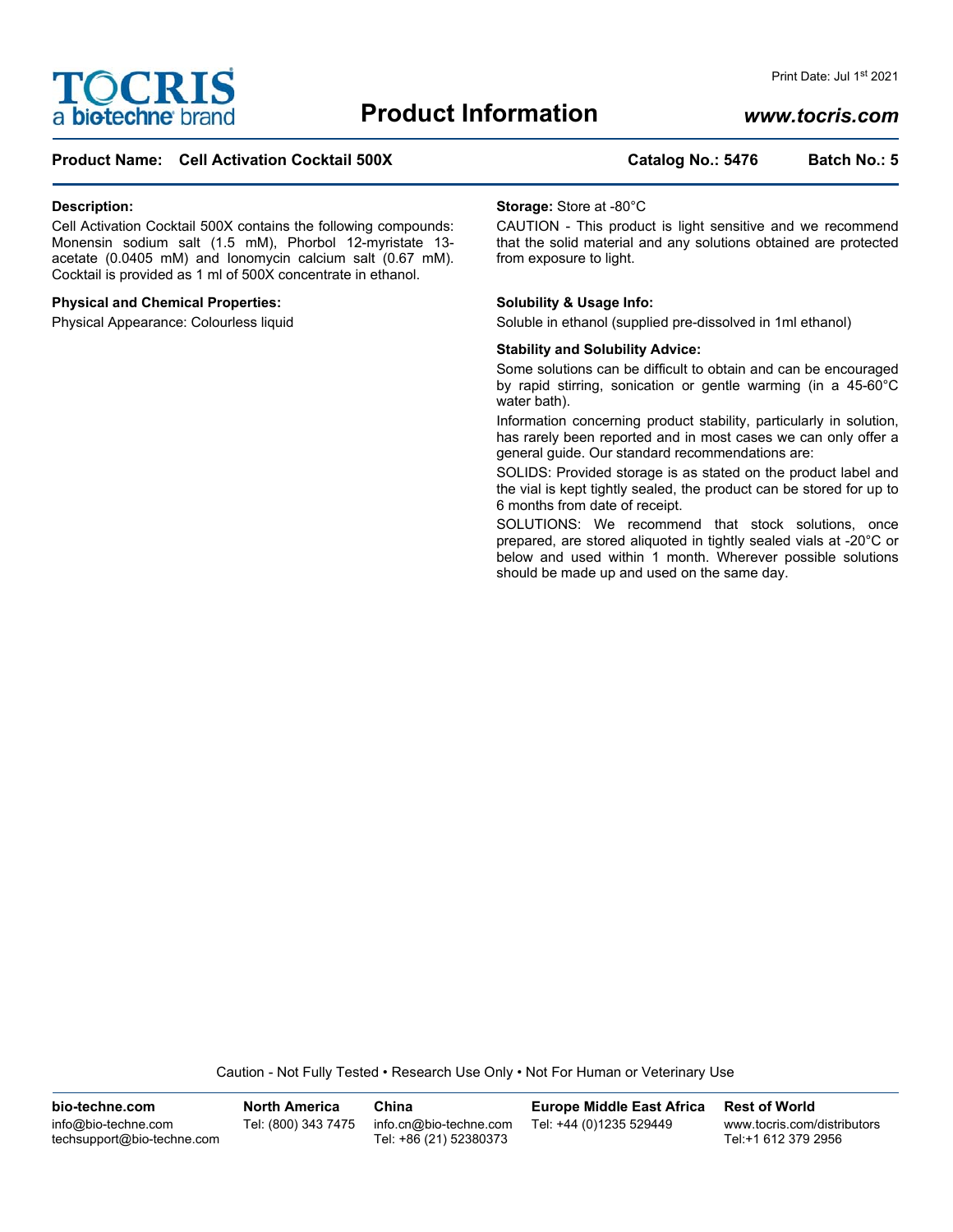# Product Information

**Product Name:** Cell Activation Cocktail 500X **Catalog No.:** 5476 **Batch No.:** 5

### Description:

Cell Activation Cocktail 500X contains the following compounds: Monensin sodium salt (1.5 mM), Phorbol 12-myristate 13-acetate (0.0405 mM) and Ionomycin calcium salt (0.67 mM). Cocktail is provided as 1 ml of 500X concentrate in ethanol.

### Physical and Chemical Properties:

Physical Appearance: Colourless liquid

**Storage:** Store at -80°C

CAUTION - This product is light sensitive and we recommend that the solid material and any solutions obtained are protected from exposure to light.

### Solubility & Usage Info:

Soluble in ethanol (supplied pre-dissolved in 1ml ethanol)

### Stability and Solubility Advice:

Some solutions can be difficult to obtain and can be encouraged by rapid stirring, sonication or gentle warming (in a 45-60°C water bath).

Information concerning product stability, particularly in solution, has rarely been reported and in most cases we can only offer a general guide. Our standard recommendations are:

SOLIDS: Provided storage is as stated on the product label and the vial is kept tightly sealed, the product can be stored for up to 6 months from date of receipt.

SOLUTIONS: We recommend that stock solutions, once prepared, are stored aliquoted in tightly sealed vials at -20°C or below and used within 1 month. Wherever possible solutions should be made up and used on the same day.

Caution - Not Fully Tested • Research Use Only • Not For Human or Veterinary Use